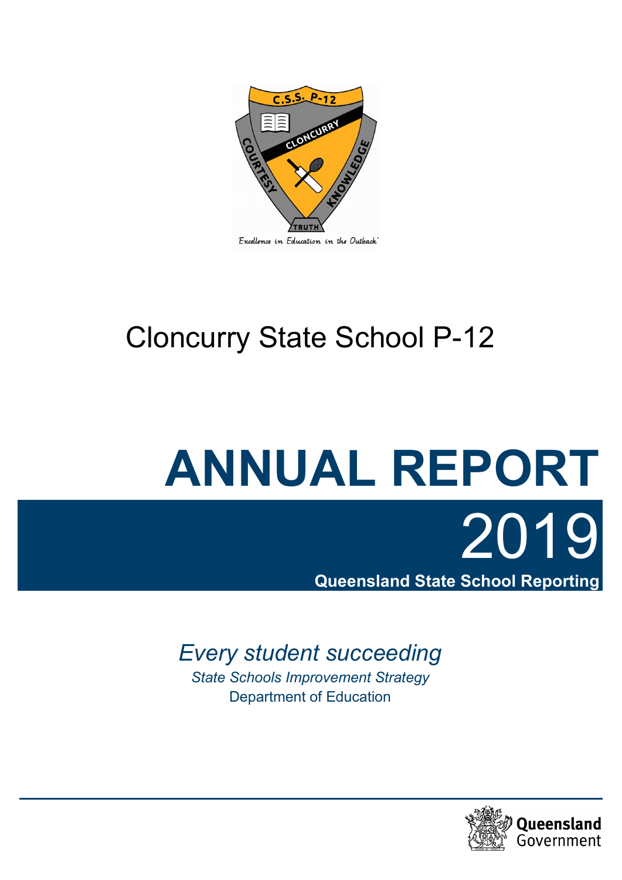Cloncurry State School P-12

# ANNUAL REPORT

# 2019

**Queensland State School Reporting**

*Every student succeeding*

*State Schools Improvement Strategy*

Department of Education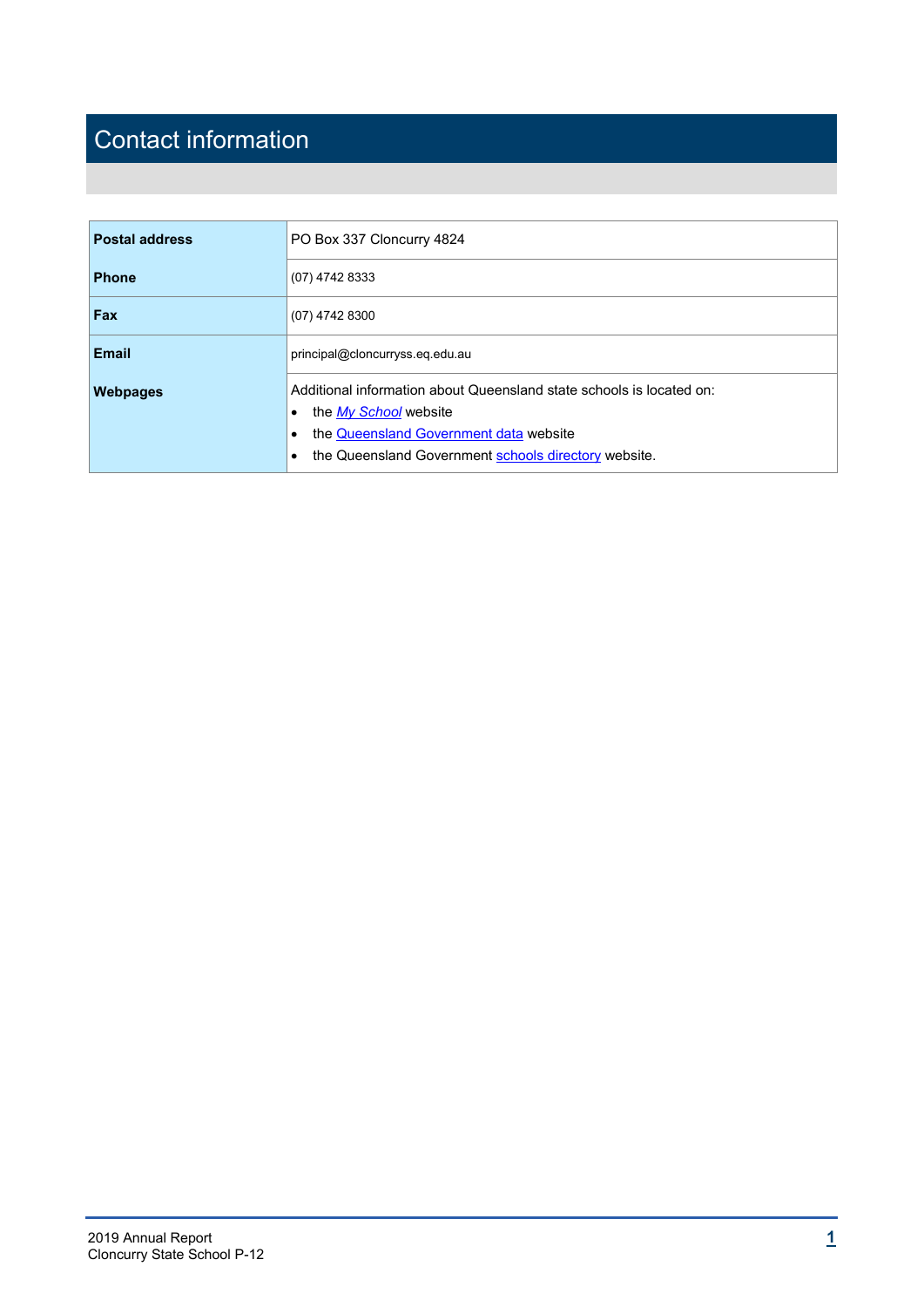# Contact information

| Postal address | PO Box 337 Cloncurry 4824 |
|---|---|
| Phone | (07) 4742 8333 |
| Fax | (07) 4742 8300 |
| Email | principal@cloncurryss.eq.edu.au |
| Webpages | Additional information about Queensland state schools is located on:<br>• the *My School* website<br>• the Queensland Government data website<br>• the Queensland Government schools directory website. |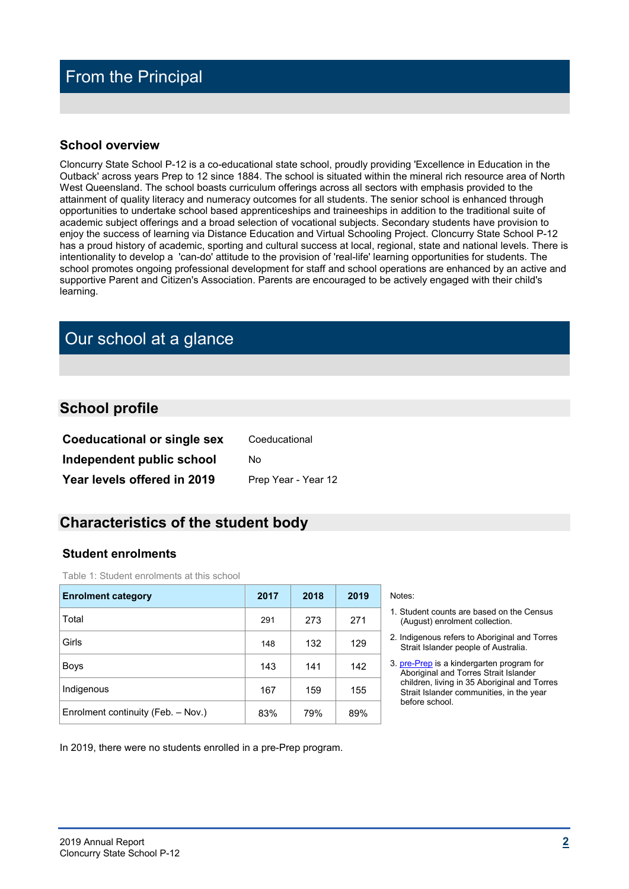# From the Principal

## School overview

Cloncurry State School P-12 is a co-educational state school, proudly providing 'Excellence in Education in the Outback' across years Prep to 12 since 1884. The school is situated within the mineral rich resource area of North West Queensland. The school boasts curriculum offerings across all sectors with emphasis provided to the attainment of quality literacy and numeracy outcomes for all students. The senior school is enhanced through opportunities to undertake school based apprenticeships and traineeships in addition to the traditional suite of academic subject offerings and a broad selection of vocational subjects. Secondary students have provision to enjoy the success of learning via Distance Education and Virtual Schooling Project. Cloncurry State School P-12 has a proud history of academic, sporting and cultural success at local, regional, state and national levels. There is intentionality to develop a 'can-do' attitude to the provision of 'real-life' learning opportunities for students. The school promotes ongoing professional development for staff and school operations are enhanced by an active and supportive Parent and Citizen's Association. Parents are encouraged to be actively engaged with their child's learning.

# Our school at a glance

## School profile

| | |
|---|---|
| **Coeducational or single sex** | Coeducational |
| **Independent public school** | No |
| **Year levels offered in 2019** | Prep Year - Year 12 |

## Characteristics of the student body

### Student enrolments

Table 1: Student enrolments at this school

| Enrolment category | 2017 | 2018 | 2019 |
|---|---|---|---|
| Total | 291 | 273 | 271 |
| Girls | 148 | 132 | 129 |
| Boys | 143 | 141 | 142 |
| Indigenous | 167 | 159 | 155 |
| Enrolment continuity (Feb. – Nov.) | 83% | 79% | 89% |

Notes:

1. Student counts are based on the Census (August) enrolment collection.
2. Indigenous refers to Aboriginal and Torres Strait Islander people of Australia.
3. pre-Prep is a kindergarten program for Aboriginal and Torres Strait Islander children, living in 35 Aboriginal and Torres Strait Islander communities, in the year before school.

In 2019, there were no students enrolled in a pre-Prep program.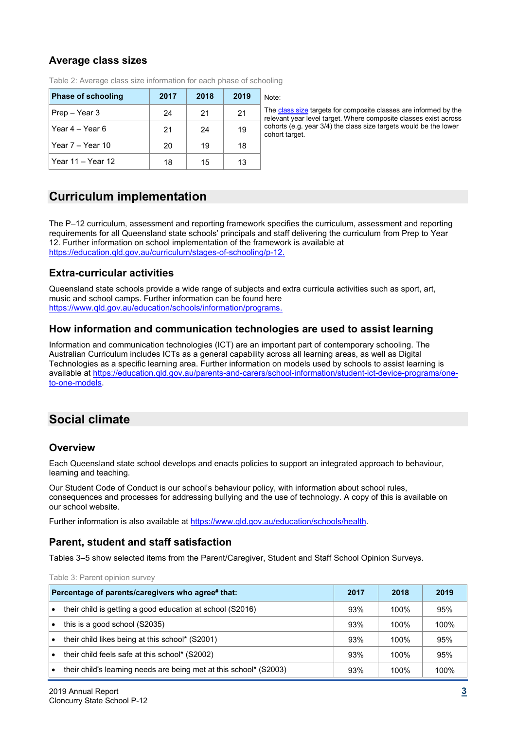## Average class sizes

Table 2: Average class size information for each phase of schooling

| Phase of schooling | 2017 | 2018 | 2019 |
|---|---|---|---|
| Prep – Year 3 | 24 | 21 | 21 |
| Year 4 – Year 6 | 21 | 24 | 19 |
| Year 7 – Year 10 | 20 | 19 | 18 |
| Year 11 – Year 12 | 18 | 15 | 13 |

Note:

The class size targets for composite classes are informed by the relevant year level target. Where composite classes exist across cohorts (e.g. year 3/4) the class size targets would be the lower cohort target.

## Curriculum implementation

The P–12 curriculum, assessment and reporting framework specifies the curriculum, assessment and reporting requirements for all Queensland state schools' principals and staff delivering the curriculum from Prep to Year 12. Further information on school implementation of the framework is available at https://education.qld.gov.au/curriculum/stages-of-schooling/p-12.

### Extra-curricular activities

Queensland state schools provide a wide range of subjects and extra curricula activities such as sport, art, music and school camps. Further information can be found here https://www.qld.gov.au/education/schools/information/programs.

### How information and communication technologies are used to assist learning

Information and communication technologies (ICT) are an important part of contemporary schooling. The Australian Curriculum includes ICTs as a general capability across all learning areas, as well as Digital Technologies as a specific learning area. Further information on models used by schools to assist learning is available at https://education.qld.gov.au/parents-and-carers/school-information/student-ict-device-programs/one-to-one-models.

## Social climate

### Overview

Each Queensland state school develops and enacts policies to support an integrated approach to behaviour, learning and teaching.

Our Student Code of Conduct is our school's behaviour policy, with information about school rules, consequences and processes for addressing bullying and the use of technology. A copy of this is available on our school website.

Further information is also available at https://www.qld.gov.au/education/schools/health.

### Parent, student and staff satisfaction

Tables 3–5 show selected items from the Parent/Caregiver, Student and Staff School Opinion Surveys.

Table 3: Parent opinion survey

| Percentage of parents/caregivers who agree# that: | 2017 | 2018 | 2019 |
|---|---|---|---|
| • their child is getting a good education at school (S2016) | 93% | 100% | 95% |
| • this is a good school (S2035) | 93% | 100% | 100% |
| • their child likes being at this school* (S2001) | 93% | 100% | 95% |
| • their child feels safe at this school* (S2002) | 93% | 100% | 95% |
| • their child's learning needs are being met at this school* (S2003) | 93% | 100% | 100% |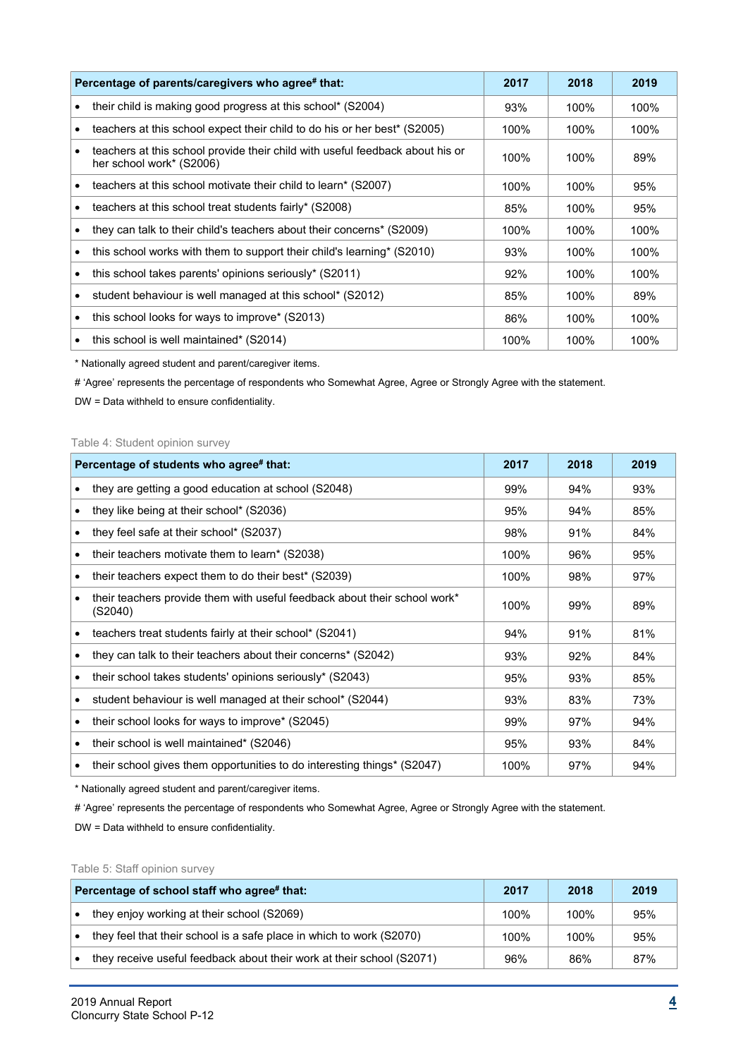| Percentage of parents/caregivers who agree# that: | 2017 | 2018 | 2019 |
| --- | --- | --- | --- |
| • their child is making good progress at this school* (S2004) | 93% | 100% | 100% |
| • teachers at this school expect their child to do his or her best* (S2005) | 100% | 100% | 100% |
| • teachers at this school provide their child with useful feedback about his or her school work* (S2006) | 100% | 100% | 89% |
| • teachers at this school motivate their child to learn* (S2007) | 100% | 100% | 95% |
| • teachers at this school treat students fairly* (S2008) | 85% | 100% | 95% |
| • they can talk to their child's teachers about their concerns* (S2009) | 100% | 100% | 100% |
| • this school works with them to support their child's learning* (S2010) | 93% | 100% | 100% |
| • this school takes parents' opinions seriously* (S2011) | 92% | 100% | 100% |
| • student behaviour is well managed at this school* (S2012) | 85% | 100% | 89% |
| • this school looks for ways to improve* (S2013) | 86% | 100% | 100% |
| • this school is well maintained* (S2014) | 100% | 100% | 100% |

* Nationally agreed student and parent/caregiver items.

# 'Agree' represents the percentage of respondents who Somewhat Agree, Agree or Strongly Agree with the statement.

DW = Data withheld to ensure confidentiality.

Table 4: Student opinion survey

| Percentage of students who agree# that: | 2017 | 2018 | 2019 |
| --- | --- | --- | --- |
| • they are getting a good education at school (S2048) | 99% | 94% | 93% |
| • they like being at their school* (S2036) | 95% | 94% | 85% |
| • they feel safe at their school* (S2037) | 98% | 91% | 84% |
| • their teachers motivate them to learn* (S2038) | 100% | 96% | 95% |
| • their teachers expect them to do their best* (S2039) | 100% | 98% | 97% |
| • their teachers provide them with useful feedback about their school work* (S2040) | 100% | 99% | 89% |
| • teachers treat students fairly at their school* (S2041) | 94% | 91% | 81% |
| • they can talk to their teachers about their concerns* (S2042) | 93% | 92% | 84% |
| • their school takes students' opinions seriously* (S2043) | 95% | 93% | 85% |
| • student behaviour is well managed at their school* (S2044) | 93% | 83% | 73% |
| • their school looks for ways to improve* (S2045) | 99% | 97% | 94% |
| • their school is well maintained* (S2046) | 95% | 93% | 84% |
| • their school gives them opportunities to do interesting things* (S2047) | 100% | 97% | 94% |

* Nationally agreed student and parent/caregiver items.

# 'Agree' represents the percentage of respondents who Somewhat Agree, Agree or Strongly Agree with the statement.

DW = Data withheld to ensure confidentiality.

Table 5: Staff opinion survey

| Percentage of school staff who agree# that: | 2017 | 2018 | 2019 |
| --- | --- | --- | --- |
| • they enjoy working at their school (S2069) | 100% | 100% | 95% |
| • they feel that their school is a safe place in which to work (S2070) | 100% | 100% | 95% |
| • they receive useful feedback about their work at their school (S2071) | 96% | 86% | 87% |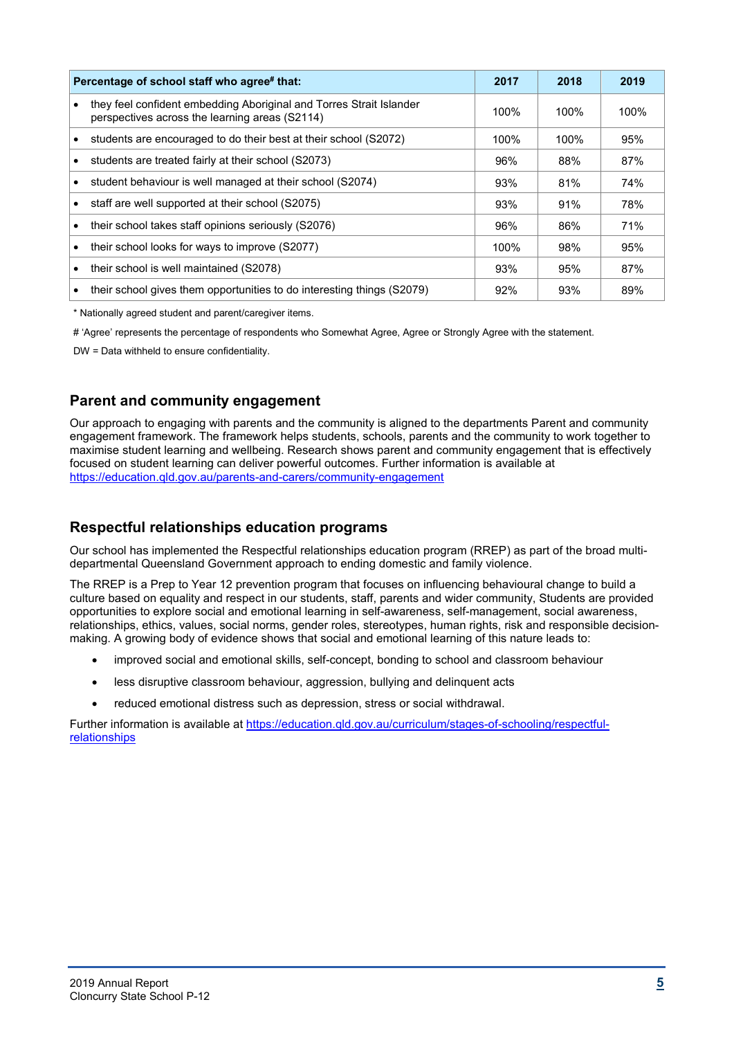| Percentage of school staff who agree# that: | 2017 | 2018 | 2019 |
|---|---|---|---|
| • they feel confident embedding Aboriginal and Torres Strait Islander perspectives across the learning areas (S2114) | 100% | 100% | 100% |
| • students are encouraged to do their best at their school (S2072) | 100% | 100% | 95% |
| • students are treated fairly at their school (S2073) | 96% | 88% | 87% |
| • student behaviour is well managed at their school (S2074) | 93% | 81% | 74% |
| • staff are well supported at their school (S2075) | 93% | 91% | 78% |
| • their school takes staff opinions seriously (S2076) | 96% | 86% | 71% |
| • their school looks for ways to improve (S2077) | 100% | 98% | 95% |
| • their school is well maintained (S2078) | 93% | 95% | 87% |
| • their school gives them opportunities to do interesting things (S2079) | 92% | 93% | 89% |

* Nationally agreed student and parent/caregiver items.

# 'Agree' represents the percentage of respondents who Somewhat Agree, Agree or Strongly Agree with the statement.

DW = Data withheld to ensure confidentiality.

## Parent and community engagement

Our approach to engaging with parents and the community is aligned to the departments Parent and community engagement framework. The framework helps students, schools, parents and the community to work together to maximise student learning and wellbeing. Research shows parent and community engagement that is effectively focused on student learning can deliver powerful outcomes. Further information is available at https://education.qld.gov.au/parents-and-carers/community-engagement

## Respectful relationships education programs

Our school has implemented the Respectful relationships education program (RREP) as part of the broad multi-departmental Queensland Government approach to ending domestic and family violence.

The RREP is a Prep to Year 12 prevention program that focuses on influencing behavioural change to build a culture based on equality and respect in our students, staff, parents and wider community, Students are provided opportunities to explore social and emotional learning in self-awareness, self-management, social awareness, relationships, ethics, values, social norms, gender roles, stereotypes, human rights, risk and responsible decision-making. A growing body of evidence shows that social and emotional learning of this nature leads to:

- improved social and emotional skills, self-concept, bonding to school and classroom behaviour
- less disruptive classroom behaviour, aggression, bullying and delinquent acts
- reduced emotional distress such as depression, stress or social withdrawal.

Further information is available at https://education.qld.gov.au/curriculum/stages-of-schooling/respectful-relationships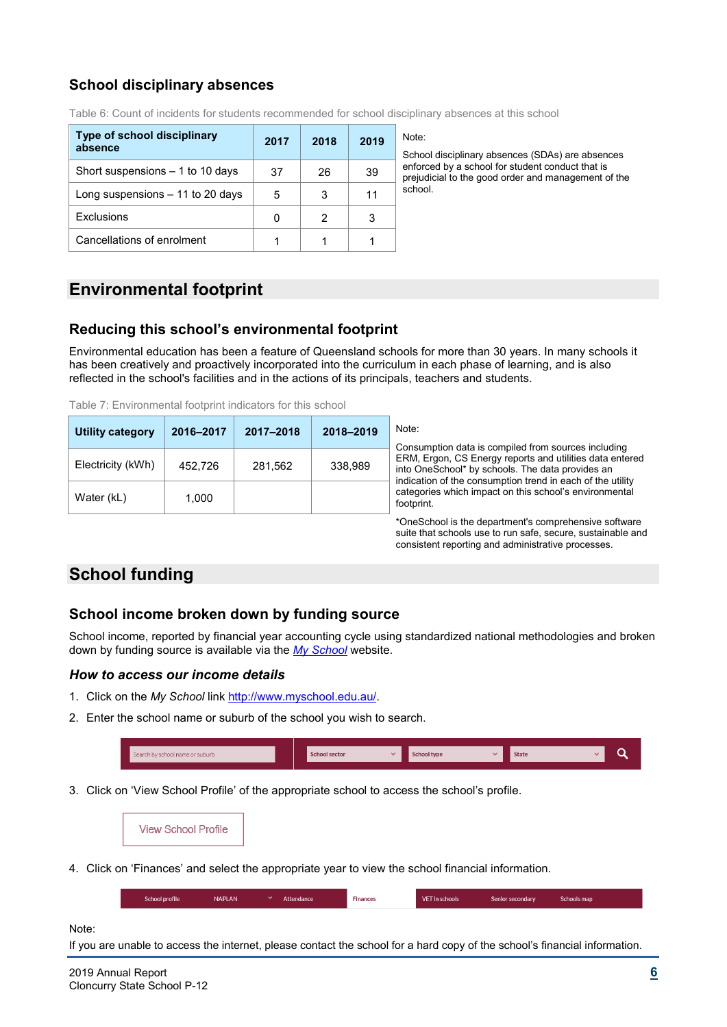## School disciplinary absences

Table 6: Count of incidents for students recommended for school disciplinary absences at this school

| Type of school disciplinary absence | 2017 | 2018 | 2019 |
|---|---|---|---|
| Short suspensions – 1 to 10 days | 37 | 26 | 39 |
| Long suspensions – 11 to 20 days | 5 | 3 | 11 |
| Exclusions | 0 | 2 | 3 |
| Cancellations of enrolment | 1 | 1 | 1 |

Note:

School disciplinary absences (SDAs) are absences enforced by a school for student conduct that is prejudicial to the good order and management of the school.

# Environmental footprint

## Reducing this school's environmental footprint

Environmental education has been a feature of Queensland schools for more than 30 years. In many schools it has been creatively and proactively incorporated into the curriculum in each phase of learning, and is also reflected in the school's facilities and in the actions of its principals, teachers and students.

Table 7: Environmental footprint indicators for this school

| Utility category | 2016–2017 | 2017–2018 | 2018–2019 |
|---|---|---|---|
| Electricity (kWh) | 452,726 | 281,562 | 338,989 |
| Water (kL) | 1,000 | | |

Note:

Consumption data is compiled from sources including ERM, Ergon, CS Energy reports and utilities data entered into OneSchool* by schools. The data provides an indication of the consumption trend in each of the utility categories which impact on this school's environmental footprint.

*OneSchool is the department's comprehensive software suite that schools use to run safe, secure, sustainable and consistent reporting and administrative processes.

# School funding

## School income broken down by funding source

School income, reported by financial year accounting cycle using standardized national methodologies and broken down by funding source is available via the *My School* website.

### *How to access our income details*

1. Click on the *My School* link http://www.myschool.edu.au/.
2. Enter the school name or suburb of the school you wish to search.

   Search by school name or suburb | School sector | School type | State

3. Click on 'View School Profile' of the appropriate school to access the school's profile.

   View School Profile

4. Click on 'Finances' and select the appropriate year to view the school financial information.

   School profile | NAPLAN | Attendance | Finances | VET in schools | Senior secondary | Schools map

Note:

If you are unable to access the internet, please contact the school for a hard copy of the school's financial information.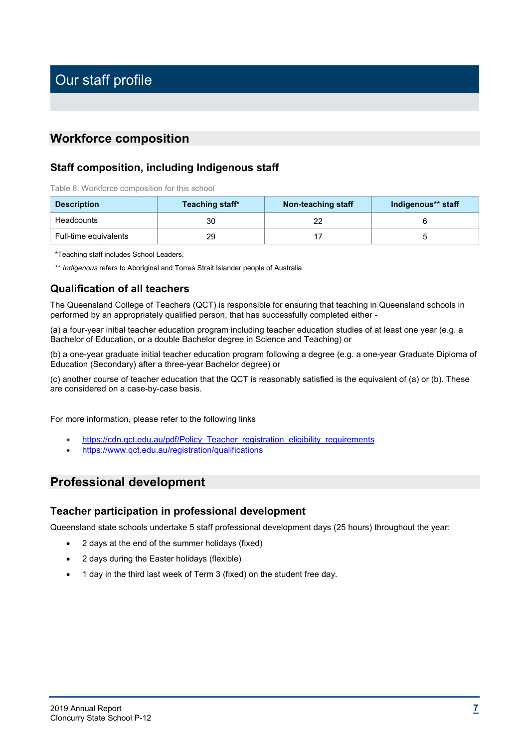# Our staff profile

## Workforce composition

### Staff composition, including Indigenous staff

Table 8: Workforce composition for this school

| Description | Teaching staff* | Non-teaching staff | Indigenous** staff |
|---|---|---|---|
| Headcounts | 30 | 22 | 6 |
| Full-time equivalents | 29 | 17 | 5 |

*Teaching staff includes School Leaders.

** *Indigenous* refers to Aboriginal and Torres Strait Islander people of Australia.

### Qualification of all teachers

The Queensland College of Teachers (QCT) is responsible for ensuring that teaching in Queensland schools in performed by an appropriately qualified person, that has successfully completed either -

(a) a four-year initial teacher education program including teacher education studies of at least one year (e.g. a Bachelor of Education, or a double Bachelor degree in Science and Teaching) or

(b) a one-year graduate initial teacher education program following a degree (e.g. a one-year Graduate Diploma of Education (Secondary) after a three-year Bachelor degree) or

(c) another course of teacher education that the QCT is reasonably satisfied is the equivalent of (a) or (b). These are considered on a case-by-case basis.

For more information, please refer to the following links

- https://cdn.qct.edu.au/pdf/Policy_Teacher_registration_eligibility_requirements
- https://www.qct.edu.au/registration/qualifications

## Professional development

### Teacher participation in professional development

Queensland state schools undertake 5 staff professional development days (25 hours) throughout the year:

- 2 days at the end of the summer holidays (fixed)
- 2 days during the Easter holidays (flexible)
- 1 day in the third last week of Term 3 (fixed) on the student free day.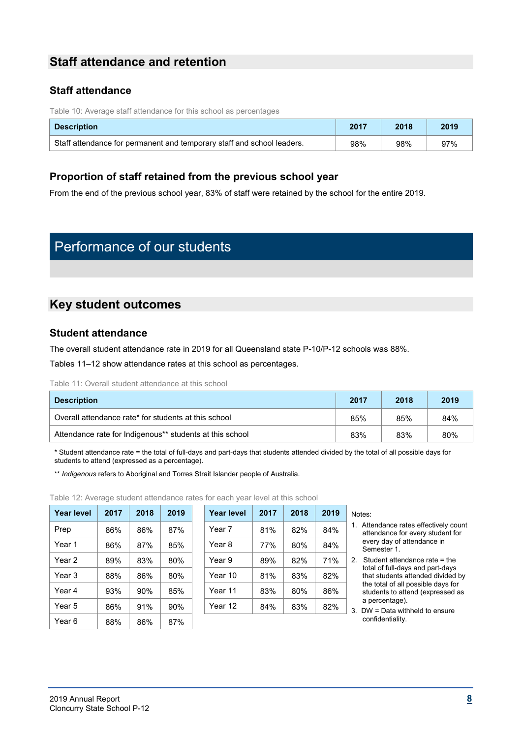## Staff attendance and retention

### Staff attendance

Table 10: Average staff attendance for this school as percentages

| Description | 2017 | 2018 | 2019 |
|---|---|---|---|
| Staff attendance for permanent and temporary staff and school leaders. | 98% | 98% | 97% |

### Proportion of staff retained from the previous school year

From the end of the previous school year, 83% of staff were retained by the school for the entire 2019.

# Performance of our students

## Key student outcomes

### Student attendance

The overall student attendance rate in 2019 for all Queensland state P-10/P-12 schools was 88%.

Tables 11–12 show attendance rates at this school as percentages.

Table 11: Overall student attendance at this school

| Description | 2017 | 2018 | 2019 |
|---|---|---|---|
| Overall attendance rate* for students at this school | 85% | 85% | 84% |
| Attendance rate for Indigenous** students at this school | 83% | 83% | 80% |

* Student attendance rate = the total of full-days and part-days that students attended divided by the total of all possible days for students to attend (expressed as a percentage).

** *Indigenous* refers to Aboriginal and Torres Strait Islander people of Australia.

Table 12: Average student attendance rates for each year level at this school

| Year level | 2017 | 2018 | 2019 |
|---|---|---|---|
| Prep | 86% | 86% | 87% |
| Year 1 | 86% | 87% | 85% |
| Year 2 | 89% | 83% | 80% |
| Year 3 | 88% | 86% | 80% |
| Year 4 | 93% | 90% | 85% |
| Year 5 | 86% | 91% | 90% |
| Year 6 | 88% | 86% | 87% |

| Year level | 2017 | 2018 | 2019 |
|---|---|---|---|
| Year 7 | 81% | 82% | 84% |
| Year 8 | 77% | 80% | 84% |
| Year 9 | 89% | 82% | 71% |
| Year 10 | 81% | 83% | 82% |
| Year 11 | 83% | 80% | 86% |
| Year 12 | 84% | 83% | 82% |

Notes:

1. Attendance rates effectively count attendance for every student for every day of attendance in Semester 1.
2. Student attendance rate = the total of full-days and part-days that students attended divided by the total of all possible days for students to attend (expressed as a percentage).
3. DW = Data withheld to ensure confidentiality.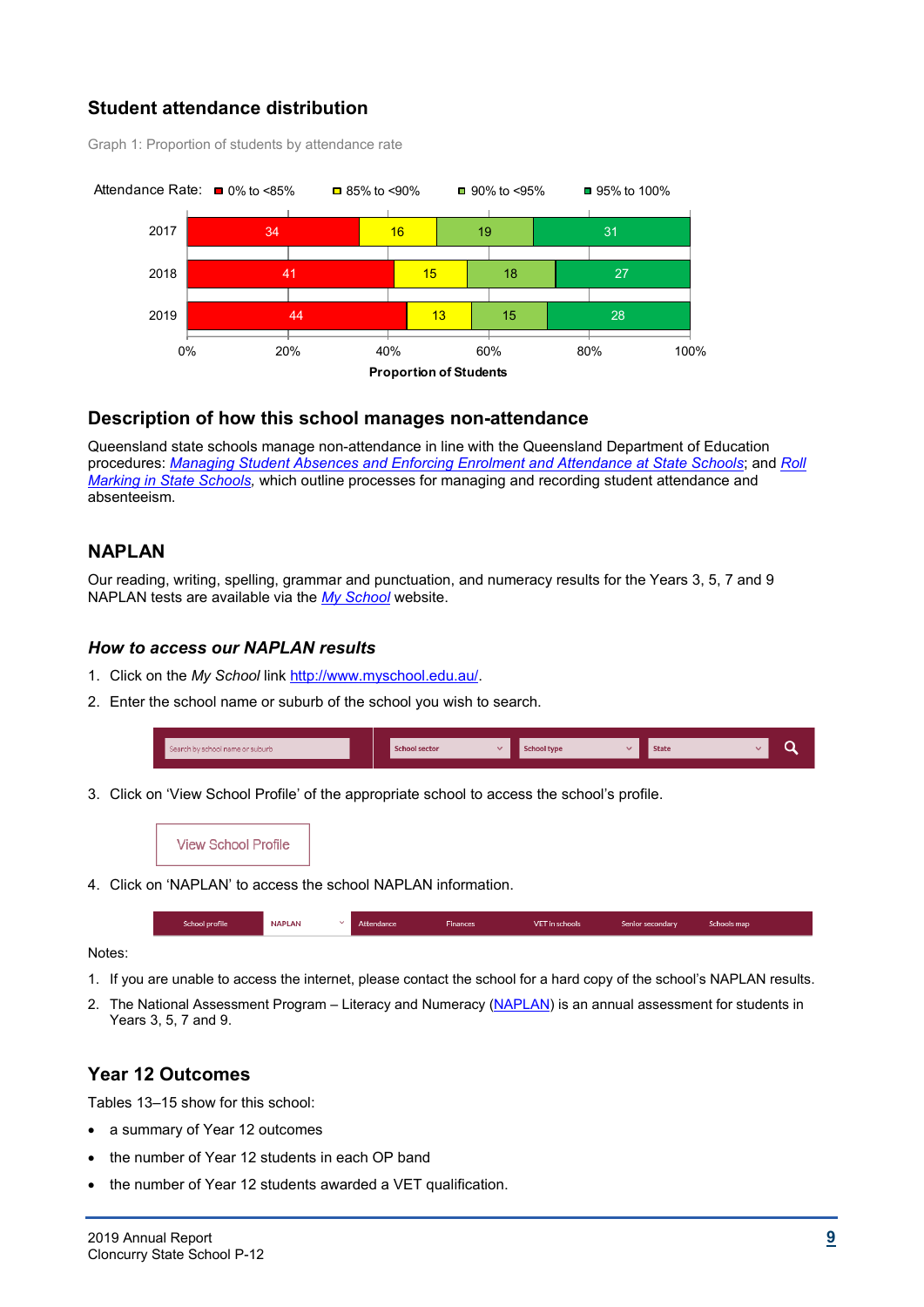## Student attendance distribution

Graph 1: Proportion of students by attendance rate

| Year | 0% to <85% | 85% to <90% | 90% to <95% | 95% to 100% |
|---|---|---|---|---|
| 2017 | 34 | 16 | 19 | 31 |
| 2018 | 41 | 15 | 18 | 27 |
| 2019 | 44 | 13 | 15 | 28 |

Proportion of Students

## Description of how this school manages non-attendance

Queensland state schools manage non-attendance in line with the Queensland Department of Education procedures: *Managing Student Absences and Enforcing Enrolment and Attendance at State Schools*; and *Roll Marking in State Schools*, which outline processes for managing and recording student attendance and absenteeism.

## NAPLAN

Our reading, writing, spelling, grammar and punctuation, and numeracy results for the Years 3, 5, 7 and 9 NAPLAN tests are available via the *My School* website.

### *How to access our NAPLAN results*

1. Click on the *My School* link http://www.myschool.edu.au/.
2. Enter the school name or suburb of the school you wish to search.
3. Click on 'View School Profile' of the appropriate school to access the school's profile.
4. Click on 'NAPLAN' to access the school NAPLAN information.

Notes:

1. If you are unable to access the internet, please contact the school for a hard copy of the school's NAPLAN results.
2. The National Assessment Program – Literacy and Numeracy (NAPLAN) is an annual assessment for students in Years 3, 5, 7 and 9.

## Year 12 Outcomes

Tables 13–15 show for this school:

- a summary of Year 12 outcomes
- the number of Year 12 students in each OP band
- the number of Year 12 students awarded a VET qualification.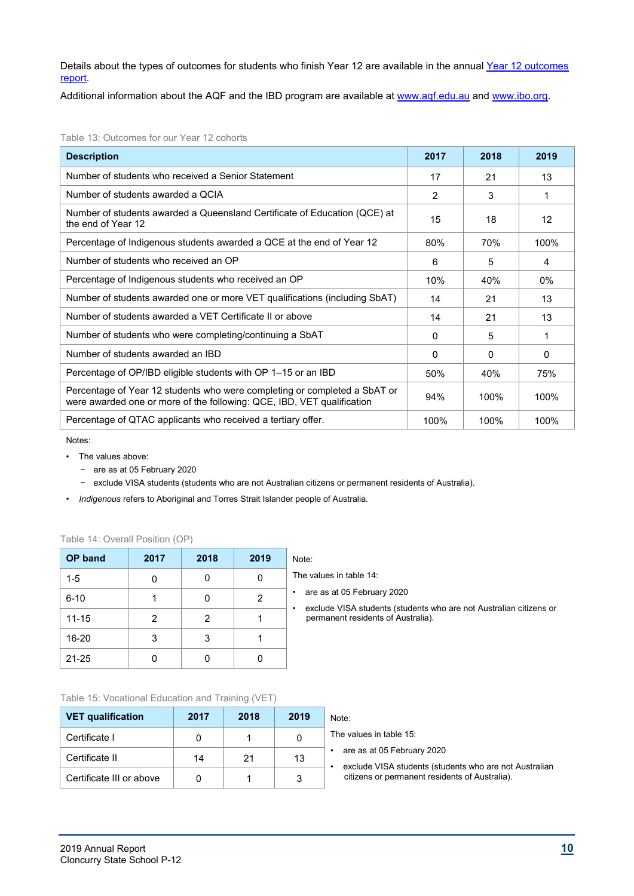Details about the types of outcomes for students who finish Year 12 are available in the annual [Year 12 outcomes report](#).

Additional information about the AQF and the IBD program are available at [www.aqf.edu.au](http://www.aqf.edu.au) and [www.ibo.org](http://www.ibo.org).

Table 13: Outcomes for our Year 12 cohorts

| Description | 2017 | 2018 | 2019 |
|---|---|---|---|
| Number of students who received a Senior Statement | 17 | 21 | 13 |
| Number of students awarded a QCIA | 2 | 3 | 1 |
| Number of students awarded a Queensland Certificate of Education (QCE) at the end of Year 12 | 15 | 18 | 12 |
| Percentage of Indigenous students awarded a QCE at the end of Year 12 | 80% | 70% | 100% |
| Number of students who received an OP | 6 | 5 | 4 |
| Percentage of Indigenous students who received an OP | 10% | 40% | 0% |
| Number of students awarded one or more VET qualifications (including SbAT) | 14 | 21 | 13 |
| Number of students awarded a VET Certificate II or above | 14 | 21 | 13 |
| Number of students who were completing/continuing a SbAT | 0 | 5 | 1 |
| Number of students awarded an IBD | 0 | 0 | 0 |
| Percentage of OP/IBD eligible students with OP 1–15 or an IBD | 50% | 40% | 75% |
| Percentage of Year 12 students who were completing or completed a SbAT or were awarded one or more of the following: QCE, IBD, VET qualification | 94% | 100% | 100% |
| Percentage of QTAC applicants who received a tertiary offer. | 100% | 100% | 100% |

Notes:

- The values above:
  - are as at 05 February 2020
  - exclude VISA students (students who are not Australian citizens or permanent residents of Australia).
- *Indigenous* refers to Aboriginal and Torres Strait Islander people of Australia.

Table 14: Overall Position (OP)

| OP band | 2017 | 2018 | 2019 |
|---|---|---|---|
| 1-5 | 0 | 0 | 0 |
| 6-10 | 1 | 0 | 2 |
| 11-15 | 2 | 2 | 1 |
| 16-20 | 3 | 3 | 1 |
| 21-25 | 0 | 0 | 0 |

Note:

The values in table 14:

- are as at 05 February 2020
- exclude VISA students (students who are not Australian citizens or permanent residents of Australia).

Table 15: Vocational Education and Training (VET)

| VET qualification | 2017 | 2018 | 2019 |
|---|---|---|---|
| Certificate I | 0 | 1 | 0 |
| Certificate II | 14 | 21 | 13 |
| Certificate III or above | 0 | 1 | 3 |

Note:

The values in table 15:

- are as at 05 February 2020
- exclude VISA students (students who are not Australian citizens or permanent residents of Australia).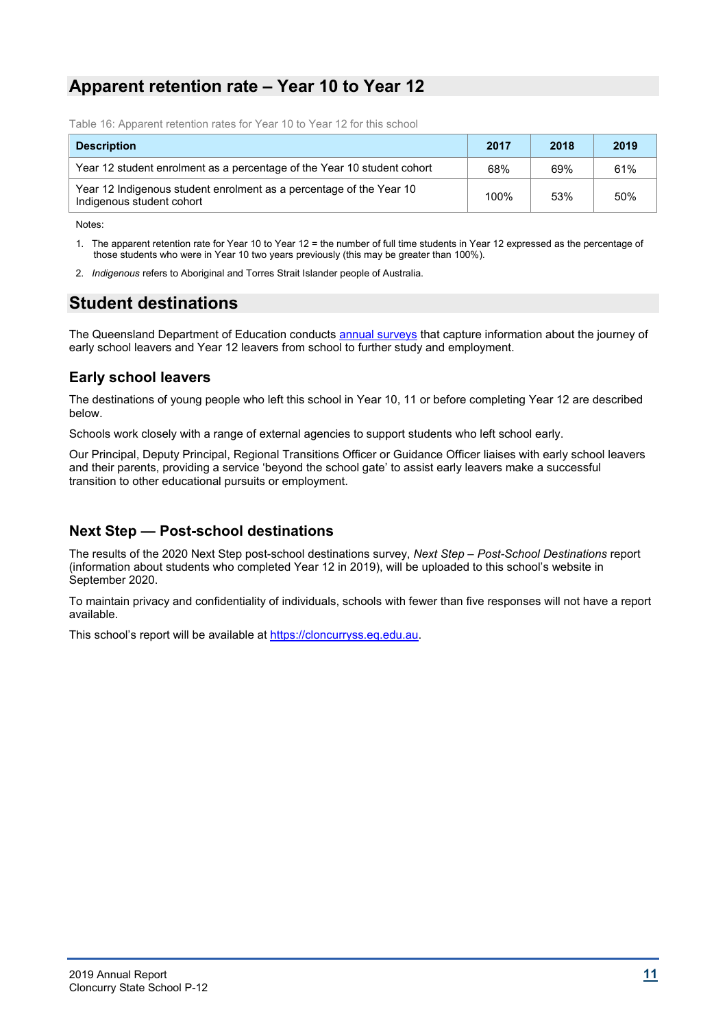## Apparent retention rate – Year 10 to Year 12

Table 16: Apparent retention rates for Year 10 to Year 12 for this school

| Description | 2017 | 2018 | 2019 |
|---|---|---|---|
| Year 12 student enrolment as a percentage of the Year 10 student cohort | 68% | 69% | 61% |
| Year 12 Indigenous student enrolment as a percentage of the Year 10 Indigenous student cohort | 100% | 53% | 50% |

Notes:

1. The apparent retention rate for Year 10 to Year 12 = the number of full time students in Year 12 expressed as the percentage of those students who were in Year 10 two years previously (this may be greater than 100%).
2. *Indigenous* refers to Aboriginal and Torres Strait Islander people of Australia.

## Student destinations

The Queensland Department of Education conducts annual surveys that capture information about the journey of early school leavers and Year 12 leavers from school to further study and employment.

### Early school leavers

The destinations of young people who left this school in Year 10, 11 or before completing Year 12 are described below.

Schools work closely with a range of external agencies to support students who left school early.

Our Principal, Deputy Principal, Regional Transitions Officer or Guidance Officer liaises with early school leavers and their parents, providing a service 'beyond the school gate' to assist early leavers make a successful transition to other educational pursuits or employment.

### Next Step — Post-school destinations

The results of the 2020 Next Step post-school destinations survey, *Next Step – Post-School Destinations* report (information about students who completed Year 12 in 2019), will be uploaded to this school's website in September 2020.

To maintain privacy and confidentiality of individuals, schools with fewer than five responses will not have a report available.

This school's report will be available at https://cloncurryss.eq.edu.au.